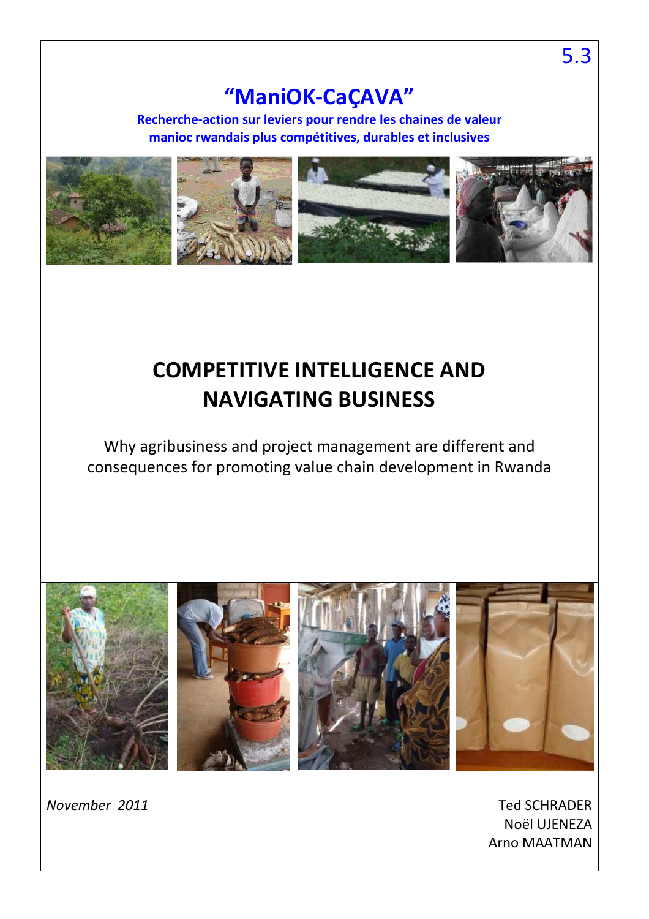5.3

# "ManiOK-CaÇAVA"

**Recherche-action sur leviers pour rendre les chaines de valeur manioc rwandais plus compétitives, durables et inclusives**

# COMPETITIVE INTELLIGENCE AND NAVIGATING BUSINESS

Why agribusiness and project management are different and consequences for promoting value chain development in Rwanda

*November 2011*

Ted SCHRADER
Noël UJENEZA
Arno MAATMAN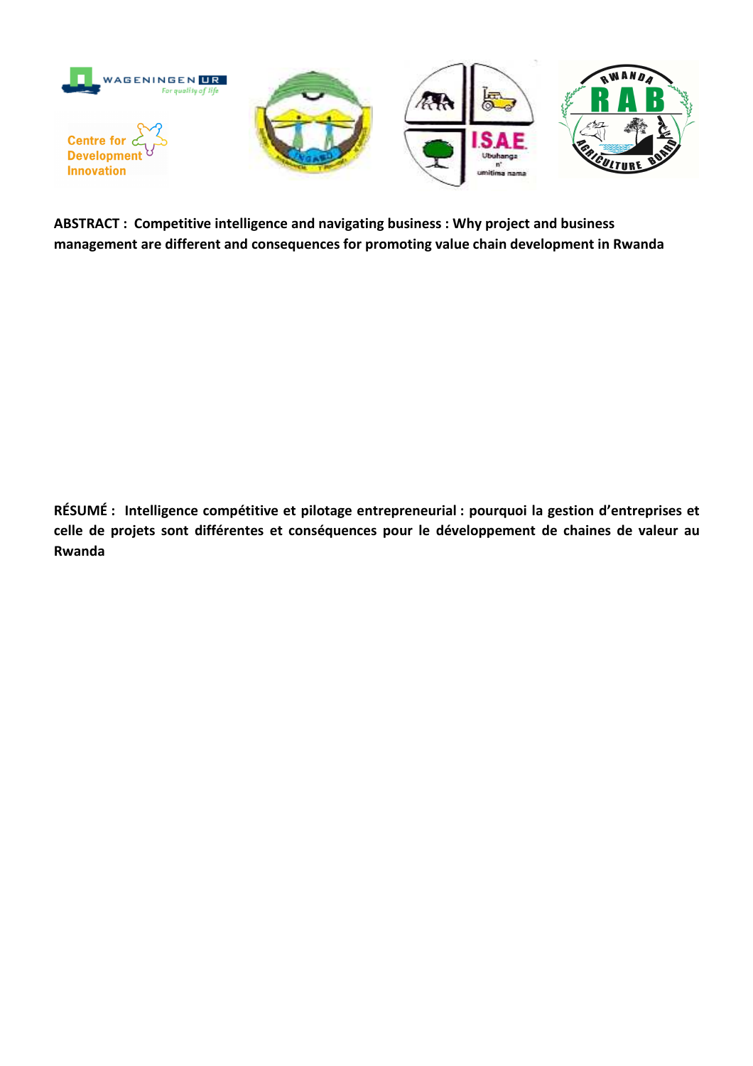**ABSTRACT : Competitive intelligence and navigating business : Why project and business management are different and consequences for promoting value chain development in Rwanda**

**RÉSUMÉ : Intelligence compétitive et pilotage entrepreneurial : pourquoi la gestion d'entreprises et celle de projets sont différentes et conséquences pour le développement de chaines de valeur au Rwanda**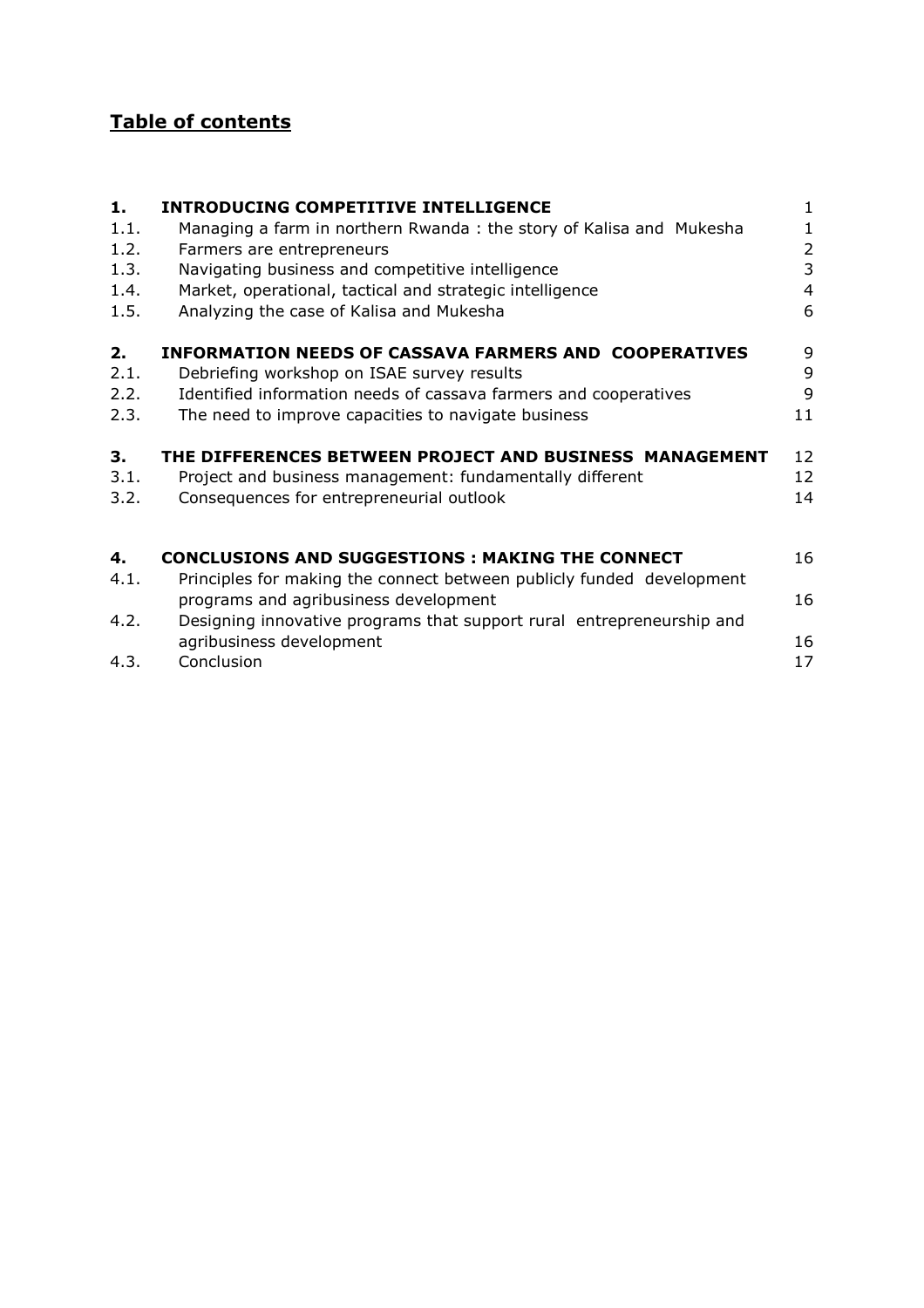# Table of contents

| | | |
|---|---|---|
| **1.** | **INTRODUCING COMPETITIVE INTELLIGENCE** | 1 |
| 1.1. | Managing a farm in northern Rwanda : the story of Kalisa and Mukesha | 1 |
| 1.2. | Farmers are entrepreneurs | 2 |
| 1.3. | Navigating business and competitive intelligence | 3 |
| 1.4. | Market, operational, tactical and strategic intelligence | 4 |
| 1.5. | Analyzing the case of Kalisa and Mukesha | 6 |
| **2.** | **INFORMATION NEEDS OF CASSAVA FARMERS AND COOPERATIVES** | 9 |
| 2.1. | Debriefing workshop on ISAE survey results | 9 |
| 2.2. | Identified information needs of cassava farmers and cooperatives | 9 |
| 2.3. | The need to improve capacities to navigate business | 11 |
| **3.** | **THE DIFFERENCES BETWEEN PROJECT AND BUSINESS MANAGEMENT** | 12 |
| 3.1. | Project and business management: fundamentally different | 12 |
| 3.2. | Consequences for entrepreneurial outlook | 14 |
| **4.** | **CONCLUSIONS AND SUGGESTIONS : MAKING THE CONNECT** | 16 |
| 4.1. | Principles for making the connect between publicly funded development programs and agribusiness development | 16 |
| 4.2. | Designing innovative programs that support rural entrepreneurship and agribusiness development | 16 |
| 4.3. | Conclusion | 17 |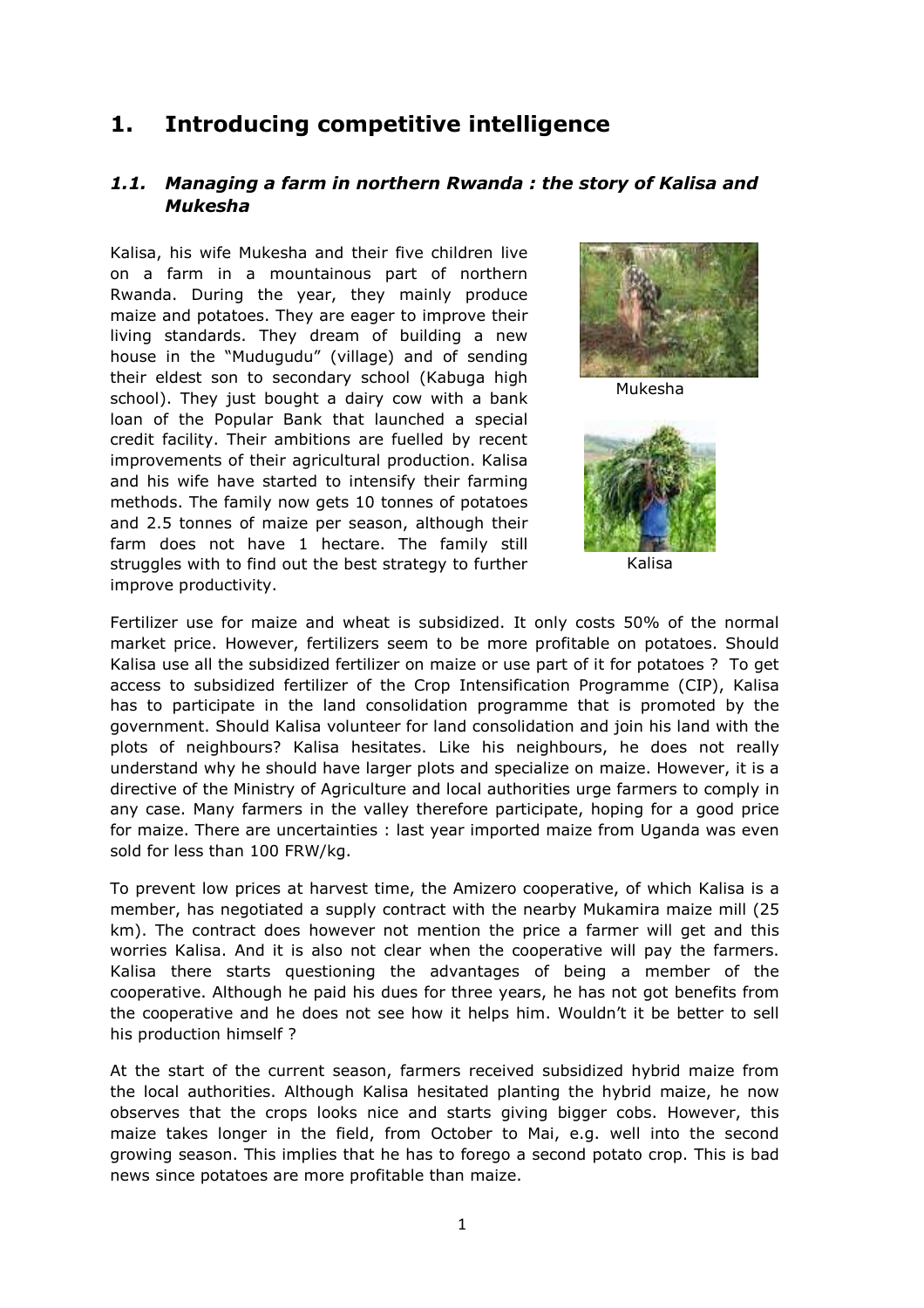# 1. Introducing competitive intelligence

## *1.1. Managing a farm in northern Rwanda : the story of Kalisa and Mukesha*

Kalisa, his wife Mukesha and their five children live on a farm in a mountainous part of northern Rwanda. During the year, they mainly produce maize and potatoes. They are eager to improve their living standards. They dream of building a new house in the "Mudugudu" (village) and of sending their eldest son to secondary school (Kabuga high school). They just bought a dairy cow with a bank loan of the Popular Bank that launched a special credit facility. Their ambitions are fuelled by recent improvements of their agricultural production. Kalisa and his wife have started to intensify their farming methods. The family now gets 10 tonnes of potatoes and 2.5 tonnes of maize per season, although their farm does not have 1 hectare. The family still struggles with to find out the best strategy to further improve productivity.

Mukesha

Kalisa

Fertilizer use for maize and wheat is subsidized. It only costs 50% of the normal market price. However, fertilizers seem to be more profitable on potatoes. Should Kalisa use all the subsidized fertilizer on maize or use part of it for potatoes ? To get access to subsidized fertilizer of the Crop Intensification Programme (CIP), Kalisa has to participate in the land consolidation programme that is promoted by the government. Should Kalisa volunteer for land consolidation and join his land with the plots of neighbours? Kalisa hesitates. Like his neighbours, he does not really understand why he should have larger plots and specialize on maize. However, it is a directive of the Ministry of Agriculture and local authorities urge farmers to comply in any case. Many farmers in the valley therefore participate, hoping for a good price for maize. There are uncertainties : last year imported maize from Uganda was even sold for less than 100 FRW/kg.

To prevent low prices at harvest time, the Amizero cooperative, of which Kalisa is a member, has negotiated a supply contract with the nearby Mukamira maize mill (25 km). The contract does however not mention the price a farmer will get and this worries Kalisa. And it is also not clear when the cooperative will pay the farmers. Kalisa there starts questioning the advantages of being a member of the cooperative. Although he paid his dues for three years, he has not got benefits from the cooperative and he does not see how it helps him. Wouldn't it be better to sell his production himself ?

At the start of the current season, farmers received subsidized hybrid maize from the local authorities. Although Kalisa hesitated planting the hybrid maize, he now observes that the crops looks nice and starts giving bigger cobs. However, this maize takes longer in the field, from October to Mai, e.g. well into the second growing season. This implies that he has to forego a second potato crop. This is bad news since potatoes are more profitable than maize.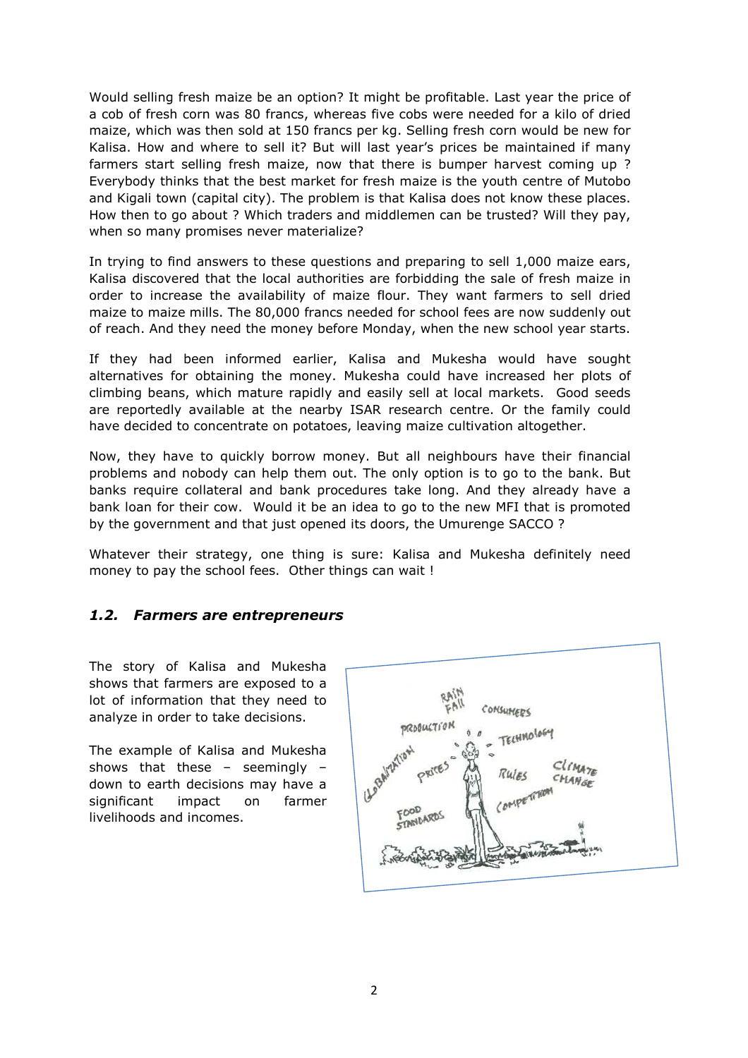Would selling fresh maize be an option? It might be profitable. Last year the price of a cob of fresh corn was 80 francs, whereas five cobs were needed for a kilo of dried maize, which was then sold at 150 francs per kg. Selling fresh corn would be new for Kalisa. How and where to sell it? But will last year's prices be maintained if many farmers start selling fresh maize, now that there is bumper harvest coming up ? Everybody thinks that the best market for fresh maize is the youth centre of Mutobo and Kigali town (capital city). The problem is that Kalisa does not know these places. How then to go about ? Which traders and middlemen can be trusted? Will they pay, when so many promises never materialize?

In trying to find answers to these questions and preparing to sell 1,000 maize ears, Kalisa discovered that the local authorities are forbidding the sale of fresh maize in order to increase the availability of maize flour. They want farmers to sell dried maize to maize mills. The 80,000 francs needed for school fees are now suddenly out of reach. And they need the money before Monday, when the new school year starts.

If they had been informed earlier, Kalisa and Mukesha would have sought alternatives for obtaining the money. Mukesha could have increased her plots of climbing beans, which mature rapidly and easily sell at local markets. Good seeds are reportedly available at the nearby ISAR research centre. Or the family could have decided to concentrate on potatoes, leaving maize cultivation altogether.

Now, they have to quickly borrow money. But all neighbours have their financial problems and nobody can help them out. The only option is to go to the bank. But banks require collateral and bank procedures take long. And they already have a bank loan for their cow. Would it be an idea to go to the new MFI that is promoted by the government and that just opened its doors, the Umurenge SACCO ?

Whatever their strategy, one thing is sure: Kalisa and Mukesha definitely need money to pay the school fees. Other things can wait !

### *1.2. Farmers are entrepreneurs*

The story of Kalisa and Mukesha shows that farmers are exposed to a lot of information that they need to analyze in order to take decisions.

The example of Kalisa and Mukesha shows that these – seemingly – down to earth decisions may have a significant impact on farmer livelihoods and incomes.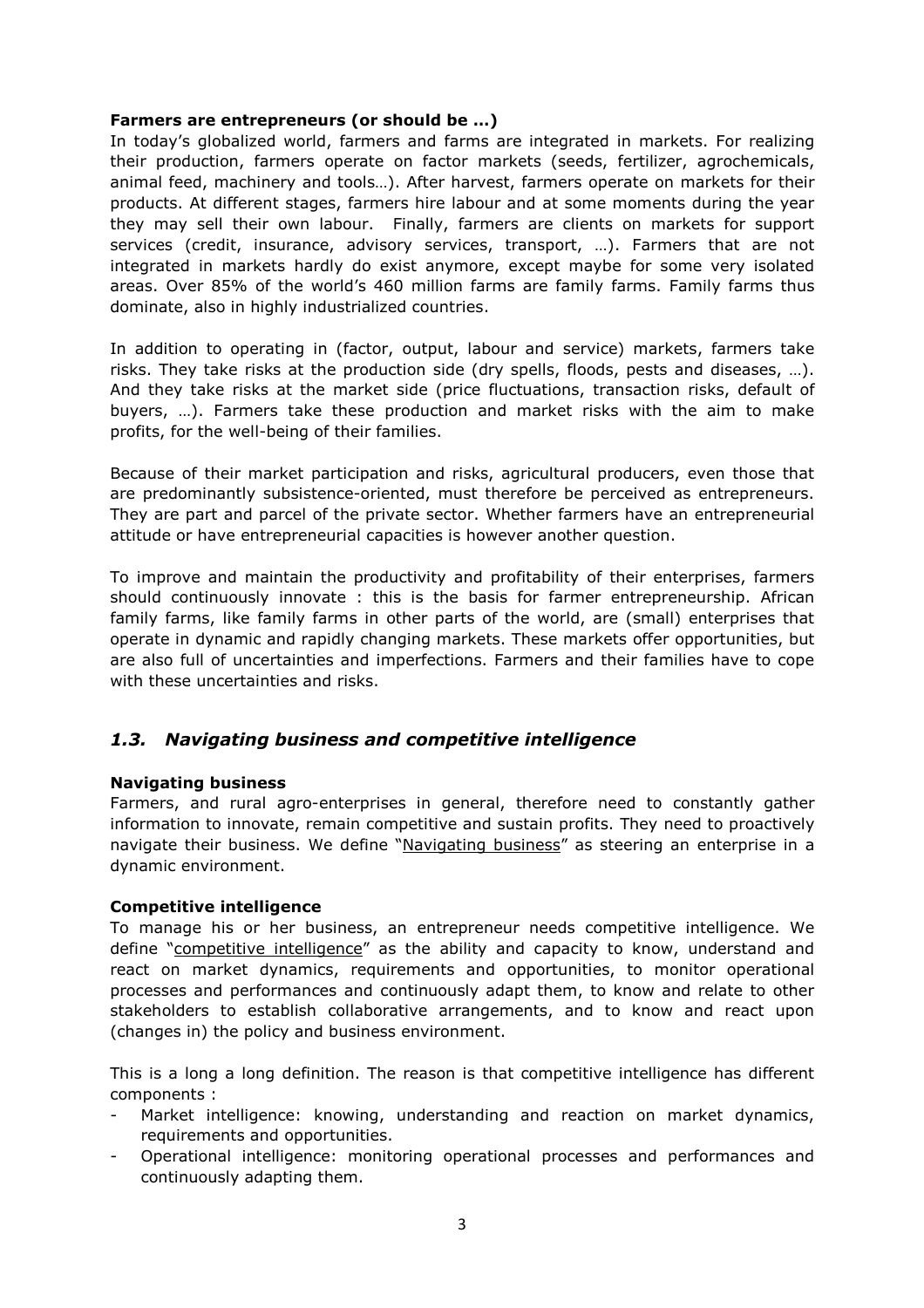**Farmers are entrepreneurs (or should be ...)**

In today's globalized world, farmers and farms are integrated in markets. For realizing their production, farmers operate on factor markets (seeds, fertilizer, agrochemicals, animal feed, machinery and tools…). After harvest, farmers operate on markets for their products. At different stages, farmers hire labour and at some moments during the year they may sell their own labour. Finally, farmers are clients on markets for support services (credit, insurance, advisory services, transport, …). Farmers that are not integrated in markets hardly do exist anymore, except maybe for some very isolated areas. Over 85% of the world's 460 million farms are family farms. Family farms thus dominate, also in highly industrialized countries.

In addition to operating in (factor, output, labour and service) markets, farmers take risks. They take risks at the production side (dry spells, floods, pests and diseases, …). And they take risks at the market side (price fluctuations, transaction risks, default of buyers, …). Farmers take these production and market risks with the aim to make profits, for the well-being of their families.

Because of their market participation and risks, agricultural producers, even those that are predominantly subsistence-oriented, must therefore be perceived as entrepreneurs. They are part and parcel of the private sector. Whether farmers have an entrepreneurial attitude or have entrepreneurial capacities is however another question.

To improve and maintain the productivity and profitability of their enterprises, farmers should continuously innovate : this is the basis for farmer entrepreneurship. African family farms, like family farms in other parts of the world, are (small) enterprises that operate in dynamic and rapidly changing markets. These markets offer opportunities, but are also full of uncertainties and imperfections. Farmers and their families have to cope with these uncertainties and risks.

## *1.3. Navigating business and competitive intelligence*

**Navigating business**

Farmers, and rural agro-enterprises in general, therefore need to constantly gather information to innovate, remain competitive and sustain profits. They need to proactively navigate their business. We define "Navigating business" as steering an enterprise in a dynamic environment.

**Competitive intelligence**

To manage his or her business, an entrepreneur needs competitive intelligence. We define "competitive intelligence" as the ability and capacity to know, understand and react on market dynamics, requirements and opportunities, to monitor operational processes and performances and continuously adapt them, to know and relate to other stakeholders to establish collaborative arrangements, and to know and react upon (changes in) the policy and business environment.

This is a long a long definition. The reason is that competitive intelligence has different components :

- Market intelligence: knowing, understanding and reaction on market dynamics, requirements and opportunities.
- Operational intelligence: monitoring operational processes and performances and continuously adapting them.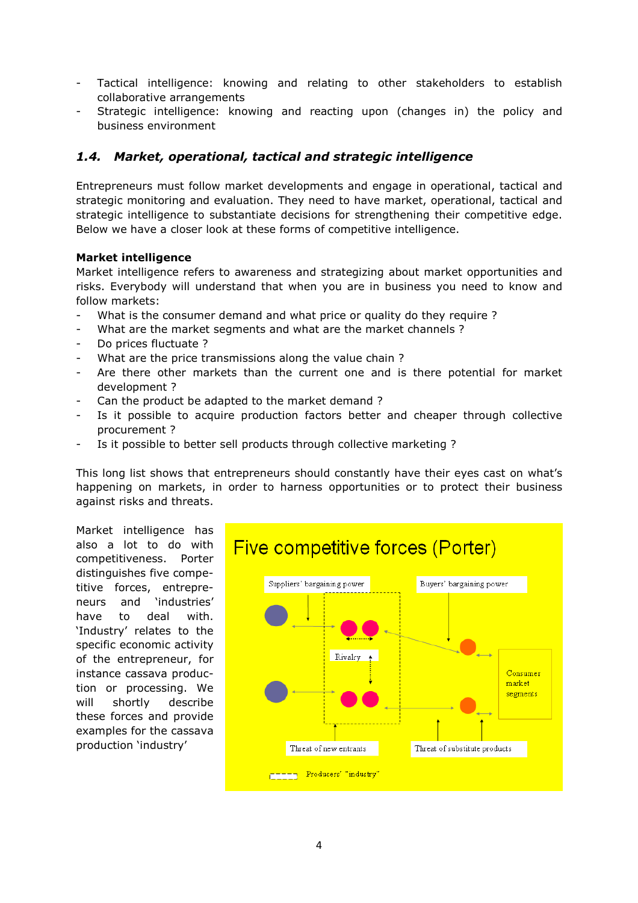- Tactical intelligence: knowing and relating to other stakeholders to establish collaborative arrangements
- Strategic intelligence: knowing and reacting upon (changes in) the policy and business environment

### *1.4. Market, operational, tactical and strategic intelligence*

Entrepreneurs must follow market developments and engage in operational, tactical and strategic monitoring and evaluation. They need to have market, operational, tactical and strategic intelligence to substantiate decisions for strengthening their competitive edge. Below we have a closer look at these forms of competitive intelligence.

**Market intelligence**

Market intelligence refers to awareness and strategizing about market opportunities and risks. Everybody will understand that when you are in business you need to know and follow markets:

- What is the consumer demand and what price or quality do they require ?
- What are the market segments and what are the market channels ?
- Do prices fluctuate ?
- What are the price transmissions along the value chain ?
- Are there other markets than the current one and is there potential for market development ?
- Can the product be adapted to the market demand ?
- Is it possible to acquire production factors better and cheaper through collective procurement ?
- Is it possible to better sell products through collective marketing ?

This long list shows that entrepreneurs should constantly have their eyes cast on what's happening on markets, in order to harness opportunities or to protect their business against risks and threats.

Market intelligence has also a lot to do with competitiveness. Porter distinguishes five competitive forces, entrepreneurs and 'industries' have to deal with. 'Industry' relates to the specific economic activity of the entrepreneur, for instance cassava production or processing. We will shortly describe these forces and provide examples for the cassava production 'industry'

Five competitive forces (Porter)

Suppliers' bargaining power

Buyers' bargaining power

Rivalry

Consumer market segments

Threat of new entrants

Threat of substitute products

Producers' "industry"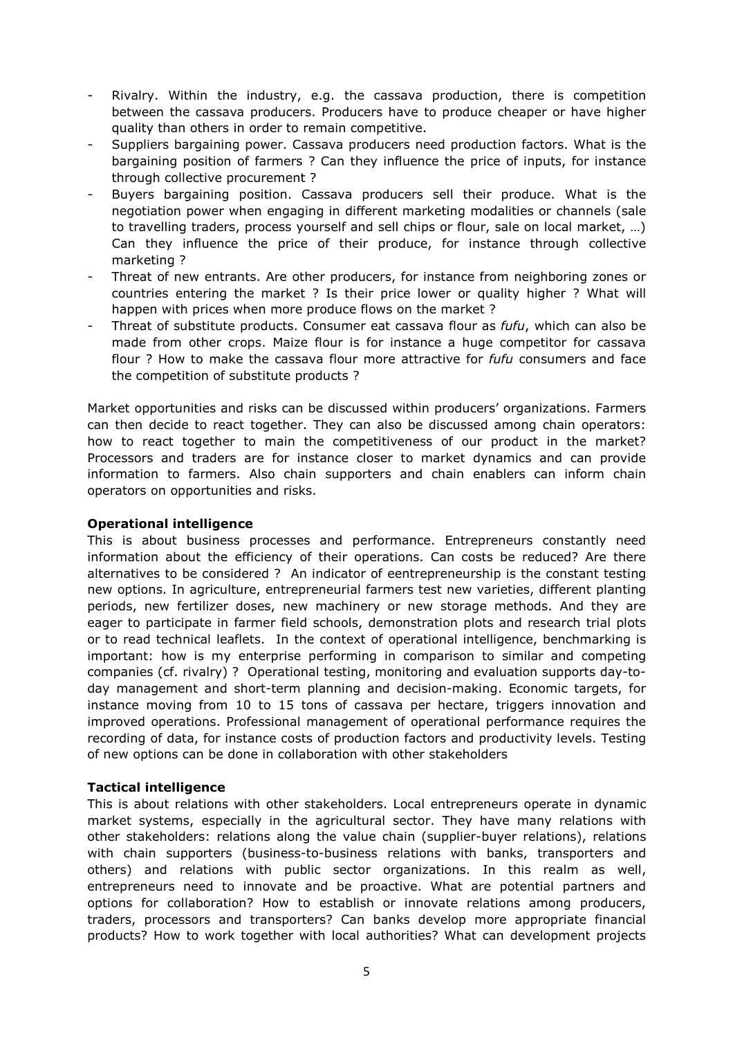- Rivalry. Within the industry, e.g. the cassava production, there is competition between the cassava producers. Producers have to produce cheaper or have higher quality than others in order to remain competitive.
- Suppliers bargaining power. Cassava producers need production factors. What is the bargaining position of farmers ? Can they influence the price of inputs, for instance through collective procurement ?
- Buyers bargaining position. Cassava producers sell their produce. What is the negotiation power when engaging in different marketing modalities or channels (sale to travelling traders, process yourself and sell chips or flour, sale on local market, …) Can they influence the price of their produce, for instance through collective marketing ?
- Threat of new entrants. Are other producers, for instance from neighboring zones or countries entering the market ? Is their price lower or quality higher ? What will happen with prices when more produce flows on the market ?
- Threat of substitute products. Consumer eat cassava flour as *fufu*, which can also be made from other crops. Maize flour is for instance a huge competitor for cassava flour ? How to make the cassava flour more attractive for *fufu* consumers and face the competition of substitute products ?

Market opportunities and risks can be discussed within producers' organizations. Farmers can then decide to react together. They can also be discussed among chain operators: how to react together to main the competitiveness of our product in the market? Processors and traders are for instance closer to market dynamics and can provide information to farmers. Also chain supporters and chain enablers can inform chain operators on opportunities and risks.

**Operational intelligence**

This is about business processes and performance. Entrepreneurs constantly need information about the efficiency of their operations. Can costs be reduced? Are there alternatives to be considered ? An indicator of eentrepreneurship is the constant testing new options. In agriculture, entrepreneurial farmers test new varieties, different planting periods, new fertilizer doses, new machinery or new storage methods. And they are eager to participate in farmer field schools, demonstration plots and research trial plots or to read technical leaflets. In the context of operational intelligence, benchmarking is important: how is my enterprise performing in comparison to similar and competing companies (cf. rivalry) ? Operational testing, monitoring and evaluation supports day-to-day management and short-term planning and decision-making. Economic targets, for instance moving from 10 to 15 tons of cassava per hectare, triggers innovation and improved operations. Professional management of operational performance requires the recording of data, for instance costs of production factors and productivity levels. Testing of new options can be done in collaboration with other stakeholders

**Tactical intelligence**

This is about relations with other stakeholders. Local entrepreneurs operate in dynamic market systems, especially in the agricultural sector. They have many relations with other stakeholders: relations along the value chain (supplier-buyer relations), relations with chain supporters (business-to-business relations with banks, transporters and others) and relations with public sector organizations. In this realm as well, entrepreneurs need to innovate and be proactive. What are potential partners and options for collaboration? How to establish or innovate relations among producers, traders, processors and transporters? Can banks develop more appropriate financial products? How to work together with local authorities? What can development projects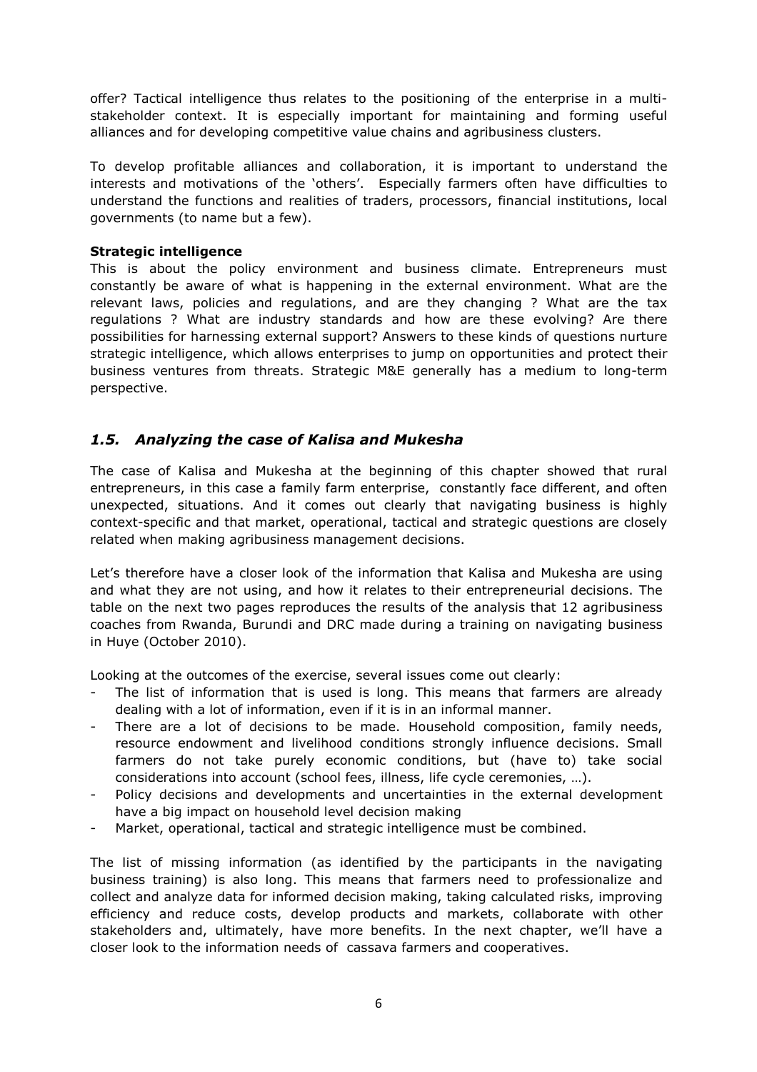offer? Tactical intelligence thus relates to the positioning of the enterprise in a multi-stakeholder context. It is especially important for maintaining and forming useful alliances and for developing competitive value chains and agribusiness clusters.

To develop profitable alliances and collaboration, it is important to understand the interests and motivations of the 'others'. Especially farmers often have difficulties to understand the functions and realities of traders, processors, financial institutions, local governments (to name but a few).

**Strategic intelligence**

This is about the policy environment and business climate. Entrepreneurs must constantly be aware of what is happening in the external environment. What are the relevant laws, policies and regulations, and are they changing ? What are the tax regulations ? What are industry standards and how are these evolving? Are there possibilities for harnessing external support? Answers to these kinds of questions nurture strategic intelligence, which allows enterprises to jump on opportunities and protect their business ventures from threats. Strategic M&E generally has a medium to long-term perspective.

## *1.5. Analyzing the case of Kalisa and Mukesha*

The case of Kalisa and Mukesha at the beginning of this chapter showed that rural entrepreneurs, in this case a family farm enterprise, constantly face different, and often unexpected, situations. And it comes out clearly that navigating business is highly context-specific and that market, operational, tactical and strategic questions are closely related when making agribusiness management decisions.

Let's therefore have a closer look of the information that Kalisa and Mukesha are using and what they are not using, and how it relates to their entrepreneurial decisions. The table on the next two pages reproduces the results of the analysis that 12 agribusiness coaches from Rwanda, Burundi and DRC made during a training on navigating business in Huye (October 2010).

Looking at the outcomes of the exercise, several issues come out clearly:

- The list of information that is used is long. This means that farmers are already dealing with a lot of information, even if it is in an informal manner.
- There are a lot of decisions to be made. Household composition, family needs, resource endowment and livelihood conditions strongly influence decisions. Small farmers do not take purely economic conditions, but (have to) take social considerations into account (school fees, illness, life cycle ceremonies, …).
- Policy decisions and developments and uncertainties in the external development have a big impact on household level decision making
- Market, operational, tactical and strategic intelligence must be combined.

The list of missing information (as identified by the participants in the navigating business training) is also long. This means that farmers need to professionalize and collect and analyze data for informed decision making, taking calculated risks, improving efficiency and reduce costs, develop products and markets, collaborate with other stakeholders and, ultimately, have more benefits. In the next chapter, we'll have a closer look to the information needs of cassava farmers and cooperatives.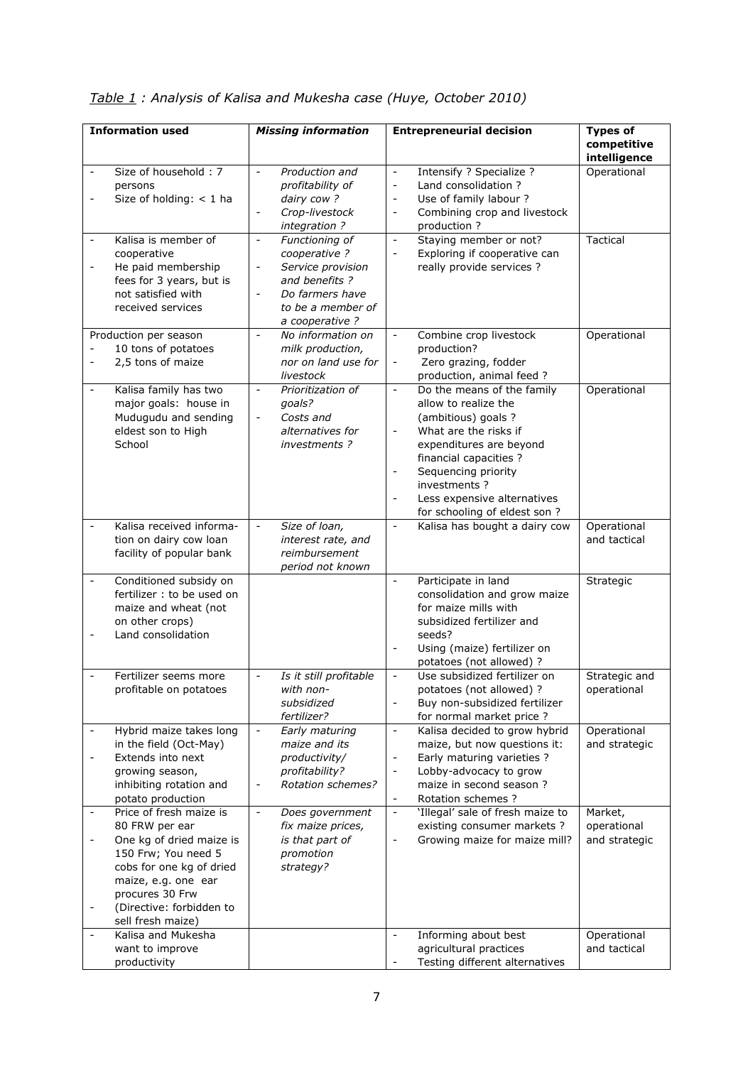*Table 1 : Analysis of Kalisa and Mukesha case (Huye, October 2010)*

| **Information used** | ***Missing information*** | **Entrepreneurial decision** | **Types of competitive intelligence** |
|---|---|---|---|
| - Size of household : 7 persons<br>- Size of holding: < 1 ha | - *Production and profitability of dairy cow ?*<br>- *Crop-livestock integration ?* | - Intensify ? Specialize ?<br>- Land consolidation ?<br>- Use of family labour ?<br>- Combining crop and livestock production ? | Operational |
| - Kalisa is member of cooperative<br>- He paid membership fees for 3 years, but is not satisfied with received services | - *Functioning of cooperative ?*<br>- *Service provision and benefits ?*<br>- *Do farmers have to be a member of a cooperative ?* | - Staying member or not?<br>- Exploring if cooperative can really provide services ? | Tactical |
| Production per season<br>- 10 tons of potatoes<br>- 2,5 tons of maize | - *No information on milk production, nor on land use for livestock* | - Combine crop livestock production?<br>- Zero grazing, fodder production, animal feed ? | Operational |
| - Kalisa family has two major goals: house in Mudugudu and sending eldest son to High School | - *Prioritization of goals?*<br>- *Costs and alternatives for investments ?* | - Do the means of the family allow to realize the (ambitious) goals ?<br>- What are the risks if expenditures are beyond financial capacities ?<br>- Sequencing priority investments ?<br>- Less expensive alternatives for schooling of eldest son ? | Operational |
| - Kalisa received information on dairy cow loan facility of popular bank | - *Size of loan, interest rate, and reimbursement period not known* | - Kalisa has bought a dairy cow | Operational and tactical |
| - Conditioned subsidy on fertilizer : to be used on maize and wheat (not on other crops)<br>- Land consolidation | | - Participate in land consolidation and grow maize for maize mills with subsidized fertilizer and seeds?<br>- Using (maize) fertilizer on potatoes (not allowed) ? | Strategic |
| - Fertilizer seems more profitable on potatoes | - *Is it still profitable with non-subsidized fertilizer?* | - Use subsidized fertilizer on potatoes (not allowed) ?<br>- Buy non-subsidized fertilizer for normal market price ? | Strategic and operational |
| - Hybrid maize takes long in the field (Oct-May)<br>- Extends into next growing season, inhibiting rotation and potato production | - *Early maturing maize and its productivity/ profitability?*<br>- *Rotation schemes?* | - Kalisa decided to grow hybrid maize, but now questions it:<br>- Early maturing varieties ?<br>- Lobby-advocacy to grow maize in second season ?<br>- Rotation schemes ? | Operational and strategic |
| - Price of fresh maize is 80 FRW per ear<br>- One kg of dried maize is 150 Frw; You need 5 cobs for one kg of dried maize, e.g. one ear procures 30 Frw<br>- (Directive: forbidden to sell fresh maize) | - *Does government fix maize prices, is that part of promotion strategy?* | - 'Illegal' sale of fresh maize to existing consumer markets ?<br>- Growing maize for maize mill? | Market, operational and strategic |
| - Kalisa and Mukesha want to improve productivity | | - Informing about best agricultural practices<br>- Testing different alternatives | Operational and tactical |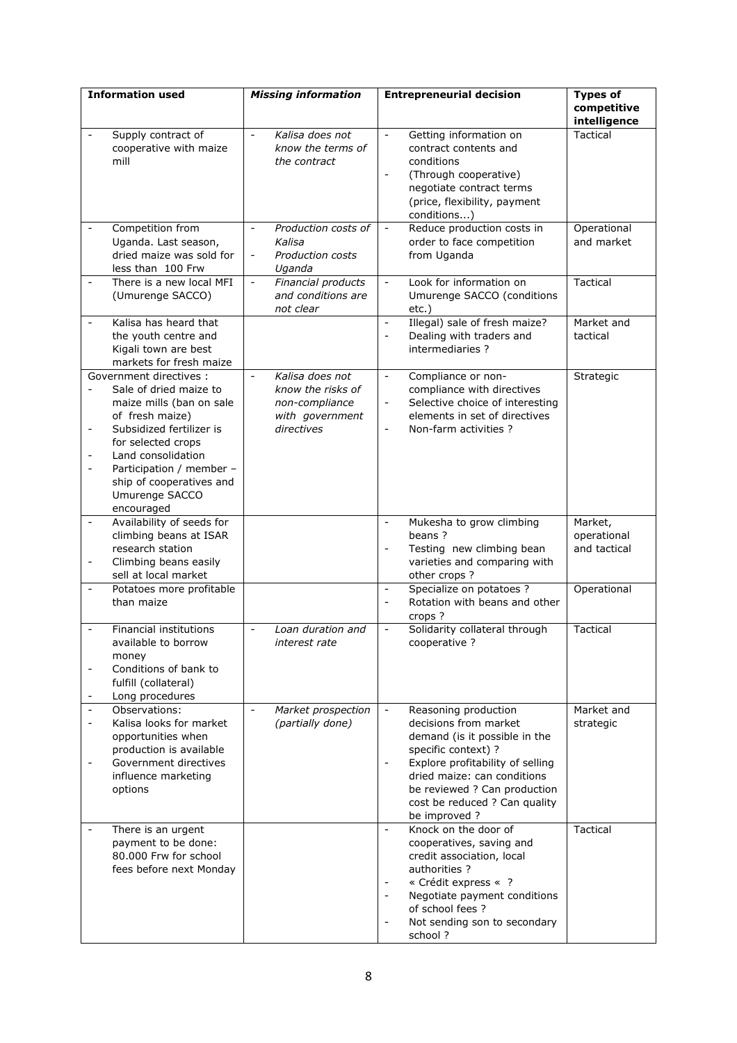| Information used | *Missing information* | Entrepreneurial decision | Types of competitive intelligence |
|---|---|---|---|
| - Supply contract of cooperative with maize mill | - *Kalisa does not know the terms of the contract* | - Getting information on contract contents and conditions<br>- (Through cooperative) negotiate contract terms (price, flexibility, payment conditions...) | Tactical |
| - Competition from Uganda. Last season, dried maize was sold for less than 100 Frw | - *Production costs of Kalisa*<br>- *Production costs Uganda* | - Reduce production costs in order to face competition from Uganda | Operational and market |
| - There is a new local MFI (Umurenge SACCO) | - *Financial products and conditions are not clear* | - Look for information on Umurenge SACCO (conditions etc.) | Tactical |
| - Kalisa has heard that the youth centre and Kigali town are best markets for fresh maize | | - Illegal) sale of fresh maize?<br>- Dealing with traders and intermediaries ? | Market and tactical |
| Government directives :<br>- Sale of dried maize to maize mills (ban on sale of fresh maize)<br>- Subsidized fertilizer is for selected crops<br>- Land consolidation<br>- Participation / member – ship of cooperatives and Umurenge SACCO encouraged | - *Kalisa does not know the risks of non-compliance with government directives* | - Compliance or non-compliance with directives<br>- Selective choice of interesting elements in set of directives<br>- Non-farm activities ? | Strategic |
| - Availability of seeds for climbing beans at ISAR research station<br>- Climbing beans easily sell at local market | | - Mukesha to grow climbing beans ?<br>- Testing new climbing bean varieties and comparing with other crops ? | Market, operational and tactical |
| - Potatoes more profitable than maize | | - Specialize on potatoes ?<br>- Rotation with beans and other crops ? | Operational |
| - Financial institutions available to borrow money<br>- Conditions of bank to fulfill (collateral)<br>- Long procedures | - *Loan duration and interest rate* | - Solidarity collateral through cooperative ? | Tactical |
| - Observations:<br>- Kalisa looks for market opportunities when production is available<br>- Government directives influence marketing options | - *Market prospection (partially done)* | - Reasoning production decisions from market demand (is it possible in the specific context) ?<br>- Explore profitability of selling dried maize: can conditions be reviewed ? Can production cost be reduced ? Can quality be improved ? | Market and strategic |
| - There is an urgent payment to be done: 80.000 Frw for school fees before next Monday | | - Knock on the door of cooperatives, saving and credit association, local authorities ?<br>- « Crédit express « ?<br>- Negotiate payment conditions of school fees ?<br>- Not sending son to secondary school ? | Tactical |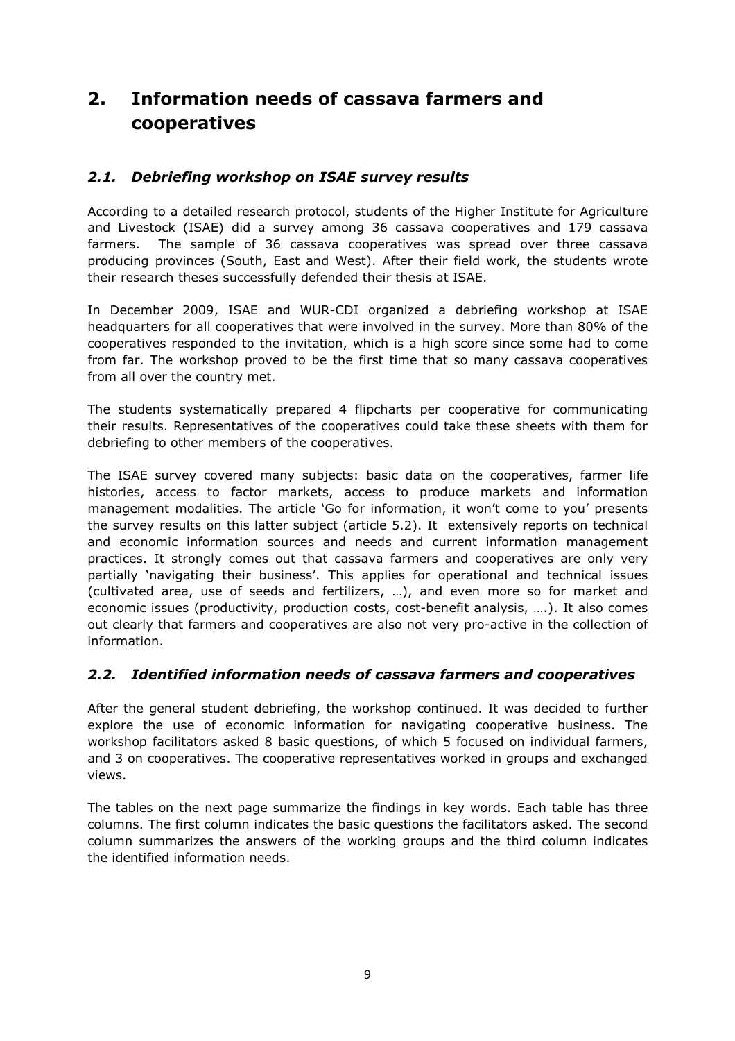# 2. Information needs of cassava farmers and cooperatives

## *2.1. Debriefing workshop on ISAE survey results*

According to a detailed research protocol, students of the Higher Institute for Agriculture and Livestock (ISAE) did a survey among 36 cassava cooperatives and 179 cassava farmers. The sample of 36 cassava cooperatives was spread over three cassava producing provinces (South, East and West). After their field work, the students wrote their research theses successfully defended their thesis at ISAE.

In December 2009, ISAE and WUR-CDI organized a debriefing workshop at ISAE headquarters for all cooperatives that were involved in the survey. More than 80% of the cooperatives responded to the invitation, which is a high score since some had to come from far. The workshop proved to be the first time that so many cassava cooperatives from all over the country met.

The students systematically prepared 4 flipcharts per cooperative for communicating their results. Representatives of the cooperatives could take these sheets with them for debriefing to other members of the cooperatives.

The ISAE survey covered many subjects: basic data on the cooperatives, farmer life histories, access to factor markets, access to produce markets and information management modalities. The article 'Go for information, it won't come to you' presents the survey results on this latter subject (article 5.2). It extensively reports on technical and economic information sources and needs and current information management practices. It strongly comes out that cassava farmers and cooperatives are only very partially 'navigating their business'. This applies for operational and technical issues (cultivated area, use of seeds and fertilizers, …), and even more so for market and economic issues (productivity, production costs, cost-benefit analysis, ….). It also comes out clearly that farmers and cooperatives are also not very pro-active in the collection of information.

## *2.2. Identified information needs of cassava farmers and cooperatives*

After the general student debriefing, the workshop continued. It was decided to further explore the use of economic information for navigating cooperative business. The workshop facilitators asked 8 basic questions, of which 5 focused on individual farmers, and 3 on cooperatives. The cooperative representatives worked in groups and exchanged views.

The tables on the next page summarize the findings in key words. Each table has three columns. The first column indicates the basic questions the facilitators asked. The second column summarizes the answers of the working groups and the third column indicates the identified information needs.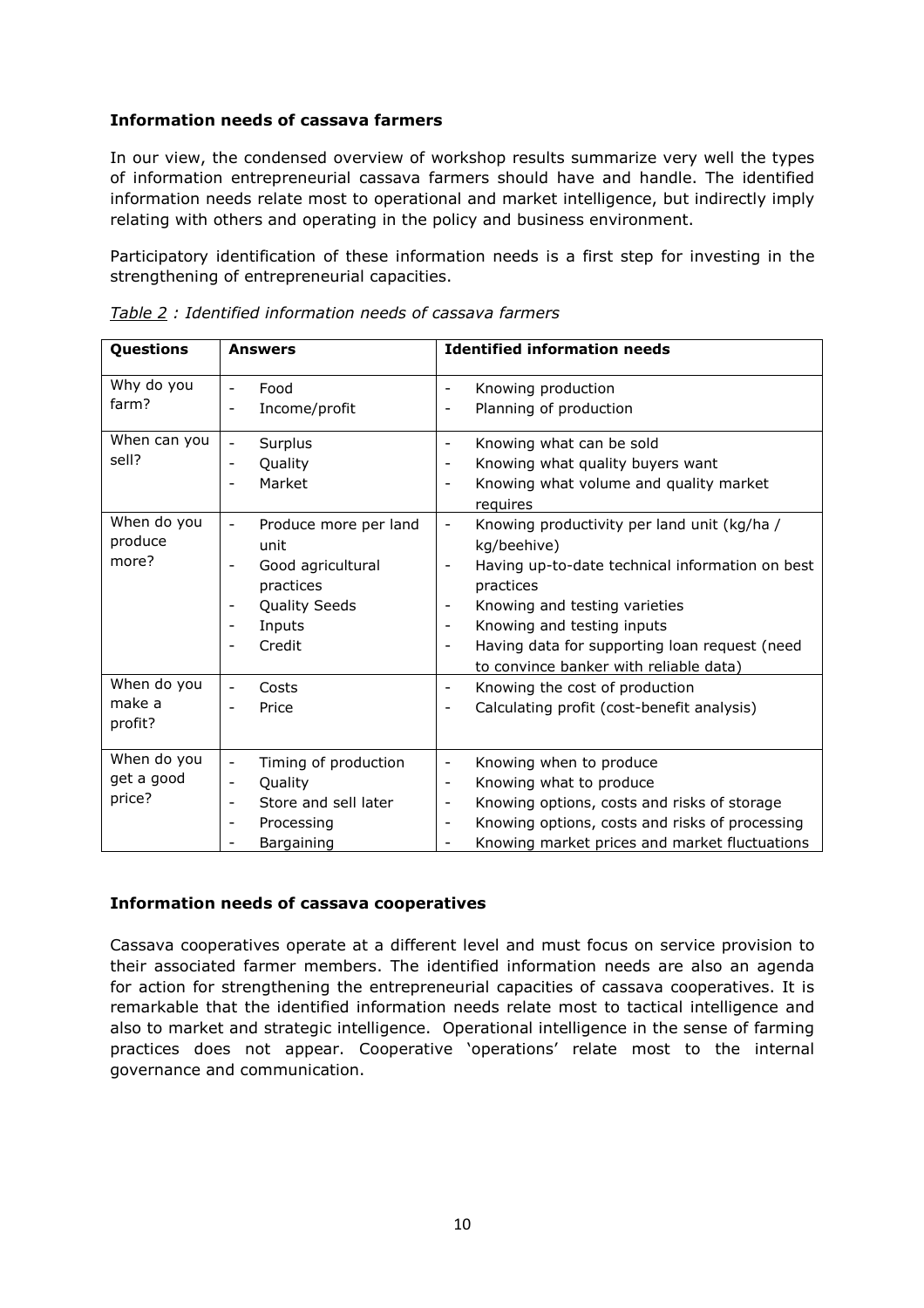**Information needs of cassava farmers**

In our view, the condensed overview of workshop results summarize very well the types of information entrepreneurial cassava farmers should have and handle. The identified information needs relate most to operational and market intelligence, but indirectly imply relating with others and operating in the policy and business environment.

Participatory identification of these information needs is a first step for investing in the strengthening of entrepreneurial capacities.

*Table 2 : Identified information needs of cassava farmers*

| Questions | Answers | Identified information needs |
|---|---|---|
| Why do you farm? | - Food<br>- Income/profit | - Knowing production<br>- Planning of production |
| When can you sell? | - Surplus<br>- Quality<br>- Market | - Knowing what can be sold<br>- Knowing what quality buyers want<br>- Knowing what volume and quality market requires |
| When do you produce more? | - Produce more per land unit<br>- Good agricultural practices<br>- Quality Seeds<br>- Inputs<br>- Credit | - Knowing productivity per land unit (kg/ha / kg/beehive)<br>- Having up-to-date technical information on best practices<br>- Knowing and testing varieties<br>- Knowing and testing inputs<br>- Having data for supporting loan request (need to convince banker with reliable data) |
| When do you make a profit? | - Costs<br>- Price | - Knowing the cost of production<br>- Calculating profit (cost-benefit analysis) |
| When do you get a good price? | - Timing of production<br>- Quality<br>- Store and sell later<br>- Processing<br>- Bargaining | - Knowing when to produce<br>- Knowing what to produce<br>- Knowing options, costs and risks of storage<br>- Knowing options, costs and risks of processing<br>- Knowing market prices and market fluctuations |

**Information needs of cassava cooperatives**

Cassava cooperatives operate at a different level and must focus on service provision to their associated farmer members. The identified information needs are also an agenda for action for strengthening the entrepreneurial capacities of cassava cooperatives. It is remarkable that the identified information needs relate most to tactical intelligence and also to market and strategic intelligence. Operational intelligence in the sense of farming practices does not appear. Cooperative 'operations' relate most to the internal governance and communication.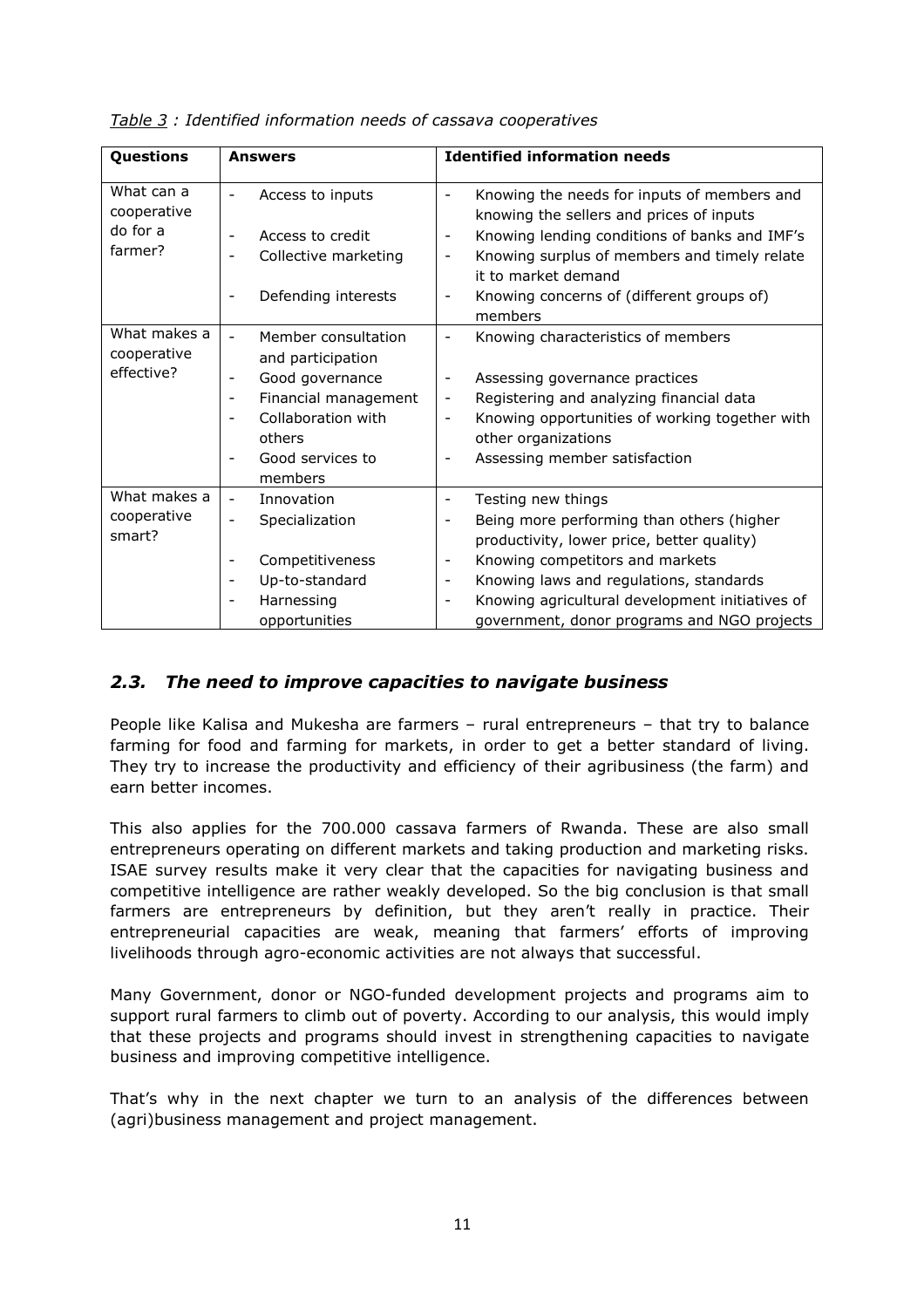*Table 3 : Identified information needs of cassava cooperatives*

| Questions | Answers | Identified information needs |
|---|---|---|
| What can a cooperative do for a farmer? | - Access to inputs<br>- Access to credit<br>- Collective marketing<br>- Defending interests | - Knowing the needs for inputs of members and knowing the sellers and prices of inputs<br>- Knowing lending conditions of banks and IMF's<br>- Knowing surplus of members and timely relate it to market demand<br>- Knowing concerns of (different groups of) members |
| What makes a cooperative effective? | - Member consultation and participation<br>- Good governance<br>- Financial management<br>- Collaboration with others<br>- Good services to members | - Knowing characteristics of members<br>- Assessing governance practices<br>- Registering and analyzing financial data<br>- Knowing opportunities of working together with other organizations<br>- Assessing member satisfaction |
| What makes a cooperative smart? | - Innovation<br>- Specialization<br>- Competitiveness<br>- Up-to-standard<br>- Harnessing opportunities | - Testing new things<br>- Being more performing than others (higher productivity, lower price, better quality)<br>- Knowing competitors and markets<br>- Knowing laws and regulations, standards<br>- Knowing agricultural development initiatives of government, donor programs and NGO projects |

## *2.3. The need to improve capacities to navigate business*

People like Kalisa and Mukesha are farmers – rural entrepreneurs – that try to balance farming for food and farming for markets, in order to get a better standard of living. They try to increase the productivity and efficiency of their agribusiness (the farm) and earn better incomes.

This also applies for the 700.000 cassava farmers of Rwanda. These are also small entrepreneurs operating on different markets and taking production and marketing risks. ISAE survey results make it very clear that the capacities for navigating business and competitive intelligence are rather weakly developed. So the big conclusion is that small farmers are entrepreneurs by definition, but they aren't really in practice. Their entrepreneurial capacities are weak, meaning that farmers' efforts of improving livelihoods through agro-economic activities are not always that successful.

Many Government, donor or NGO-funded development projects and programs aim to support rural farmers to climb out of poverty. According to our analysis, this would imply that these projects and programs should invest in strengthening capacities to navigate business and improving competitive intelligence.

That's why in the next chapter we turn to an analysis of the differences between (agri)business management and project management.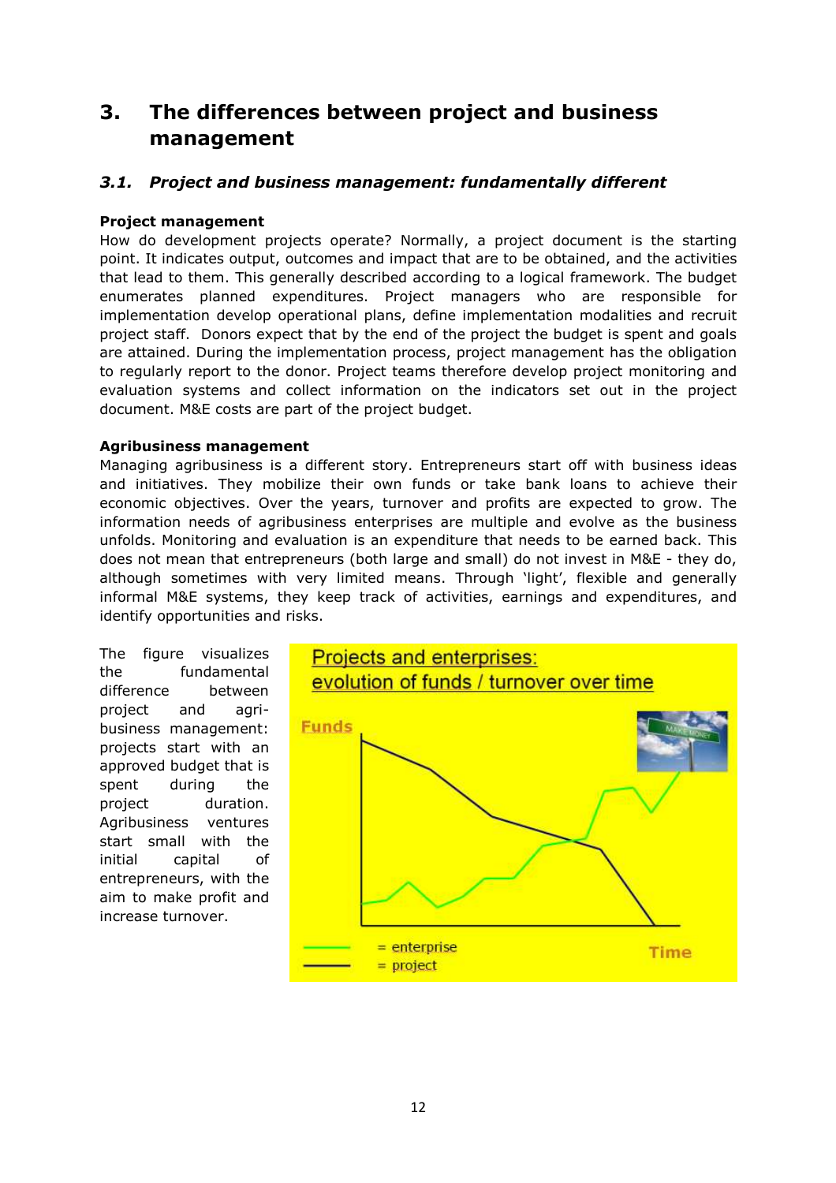# 3. The differences between project and business management

## 3.1. *Project and business management: fundamentally different*

**Project management**

How do development projects operate? Normally, a project document is the starting point. It indicates output, outcomes and impact that are to be obtained, and the activities that lead to them. This generally described according to a logical framework. The budget enumerates planned expenditures. Project managers who are responsible for implementation develop operational plans, define implementation modalities and recruit project staff. Donors expect that by the end of the project the budget is spent and goals are attained. During the implementation process, project management has the obligation to regularly report to the donor. Project teams therefore develop project monitoring and evaluation systems and collect information on the indicators set out in the project document. M&E costs are part of the project budget.

**Agribusiness management**

Managing agribusiness is a different story. Entrepreneurs start off with business ideas and initiatives. They mobilize their own funds or take bank loans to achieve their economic objectives. Over the years, turnover and profits are expected to grow. The information needs of agribusiness enterprises are multiple and evolve as the business unfolds. Monitoring and evaluation is an expenditure that needs to be earned back. This does not mean that entrepreneurs (both large and small) do not invest in M&E - they do, although sometimes with very limited means. Through 'light', flexible and generally informal M&E systems, they keep track of activities, earnings and expenditures, and identify opportunities and risks.

The figure visualizes the fundamental difference between project and agri-business management: projects start with an approved budget that is spent during the project duration. Agribusiness ventures start small with the initial capital of entrepreneurs, with the aim to make profit and increase turnover.

Projects and enterprises: evolution of funds / turnover over time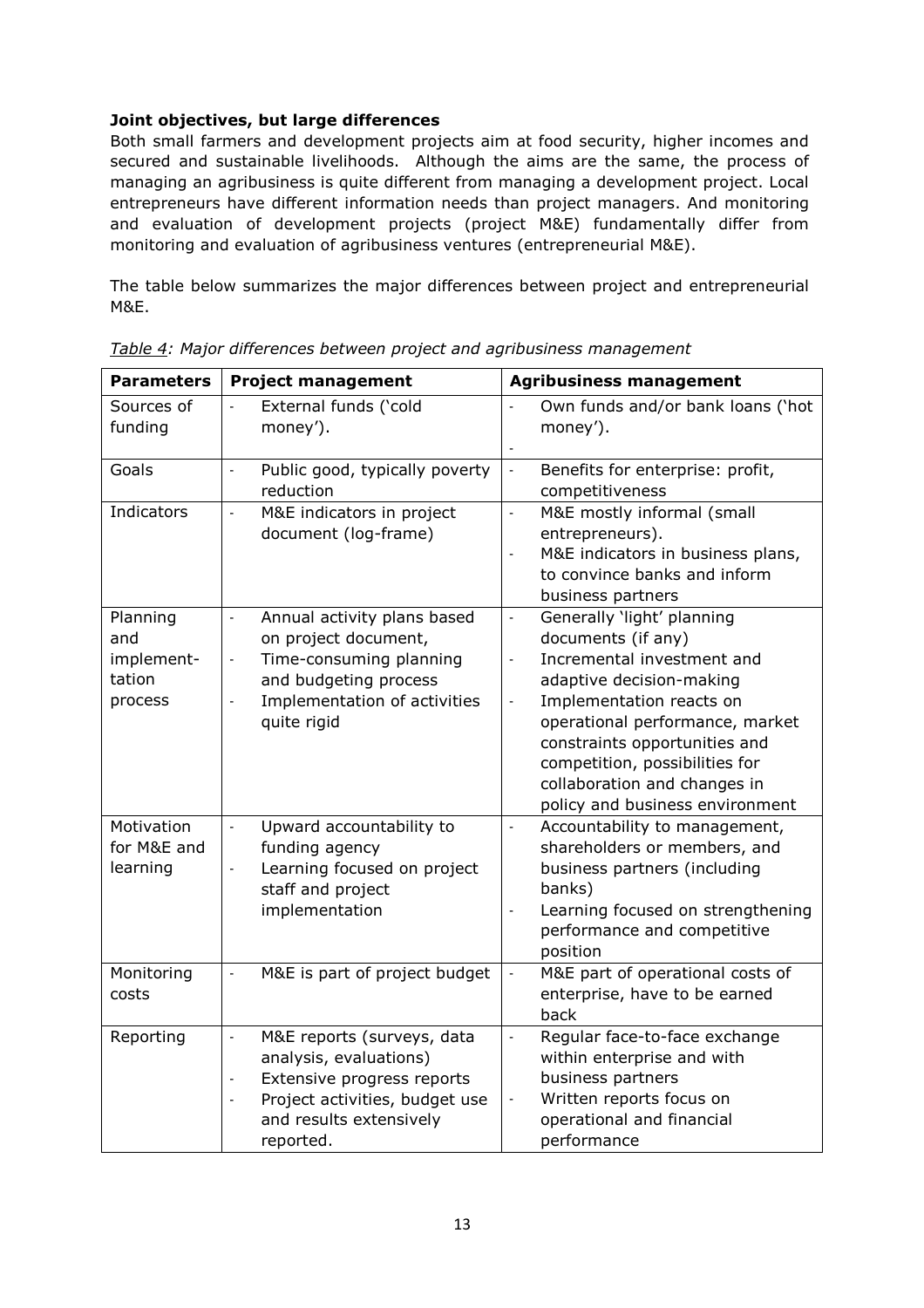**Joint objectives, but large differences**

Both small farmers and development projects aim at food security, higher incomes and secured and sustainable livelihoods. Although the aims are the same, the process of managing an agribusiness is quite different from managing a development project. Local entrepreneurs have different information needs than project managers. And monitoring and evaluation of development projects (project M&E) fundamentally differ from monitoring and evaluation of agribusiness ventures (entrepreneurial M&E).

The table below summarizes the major differences between project and entrepreneurial M&E.

*Table 4: Major differences between project and agribusiness management*

| Parameters | Project management | Agribusiness management |
|---|---|---|
| Sources of funding | - External funds ('cold money'). | - Own funds and/or bank loans ('hot money').<br>- |
| Goals | - Public good, typically poverty reduction | - Benefits for enterprise: profit, competitiveness |
| Indicators | - M&E indicators in project document (log-frame) | - M&E mostly informal (small entrepreneurs).<br>- M&E indicators in business plans, to convince banks and inform business partners |
| Planning and implement-tation process | - Annual activity plans based on project document,<br>- Time-consuming planning and budgeting process<br>- Implementation of activities quite rigid | - Generally 'light' planning documents (if any)<br>- Incremental investment and adaptive decision-making<br>- Implementation reacts on operational performance, market constraints opportunities and competition, possibilities for collaboration and changes in policy and business environment |
| Motivation for M&E and learning | - Upward accountability to funding agency<br>- Learning focused on project staff and project implementation | - Accountability to management, shareholders or members, and business partners (including banks)<br>- Learning focused on strengthening performance and competitive position |
| Monitoring costs | - M&E is part of project budget | - M&E part of operational costs of enterprise, have to be earned back |
| Reporting | - M&E reports (surveys, data analysis, evaluations)<br>- Extensive progress reports<br>- Project activities, budget use and results extensively reported. | - Regular face-to-face exchange within enterprise and with business partners<br>- Written reports focus on operational and financial performance |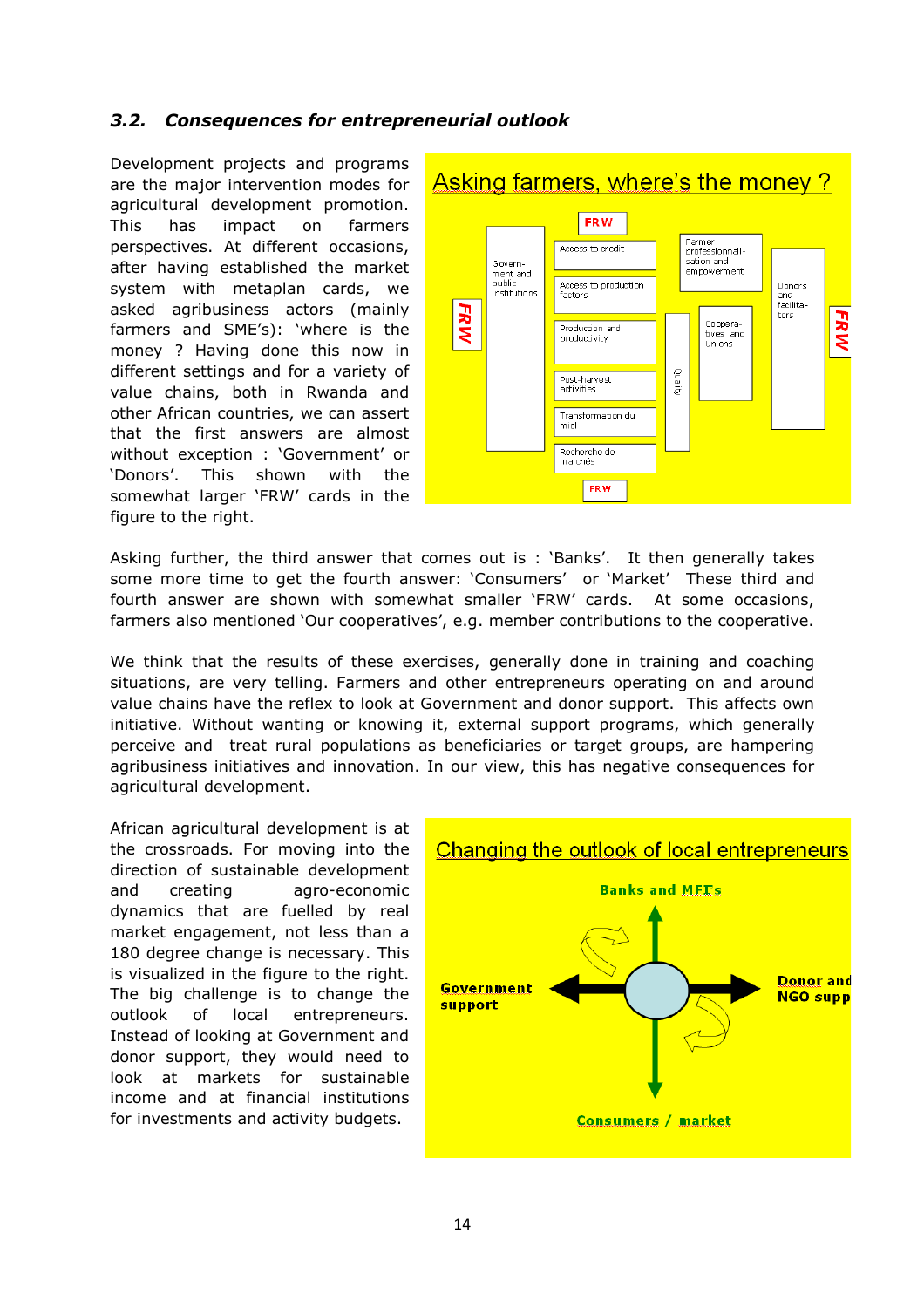### *3.2. Consequences for entrepreneurial outlook*

Development projects and programs are the major intervention modes for agricultural development promotion. This has impact on farmers perspectives. At different occasions, after having established the market system with metaplan cards, we asked agribusiness actors (mainly farmers and SME's): 'where is the money ? Having done this now in different settings and for a variety of value chains, both in Rwanda and other African countries, we can assert that the first answers are almost without exception : 'Government' or 'Donors'. This shown with the somewhat larger 'FRW' cards in the figure to the right.

Asking farmers, where's the money ?

FRW

Govern-ment and public institutions

Access to credit

Access to production factors

Production and productivity

Post-harvest activities

Transformation du miel

Recherche de marchés

Quality

Farmer professionnali-sation and empowerment

Coopera-tives and Unions

Donors and facilita-tors

FRW

FRW

FRW

Asking further, the third answer that comes out is : 'Banks'. It then generally takes some more time to get the fourth answer: 'Consumers' or 'Market' These third and fourth answer are shown with somewhat smaller 'FRW' cards. At some occasions, farmers also mentioned 'Our cooperatives', e.g. member contributions to the cooperative.

We think that the results of these exercises, generally done in training and coaching situations, are very telling. Farmers and other entrepreneurs operating on and around value chains have the reflex to look at Government and donor support. This affects own initiative. Without wanting or knowing it, external support programs, which generally perceive and treat rural populations as beneficiaries or target groups, are hampering agribusiness initiatives and innovation. In our view, this has negative consequences for agricultural development.

African agricultural development is at the crossroads. For moving into the direction of sustainable development and creating agro-economic dynamics that are fuelled by real market engagement, not less than a 180 degree change is necessary. This is visualized in the figure to the right. The big challenge is to change the outlook of local entrepreneurs. Instead of looking at Government and donor support, they would need to look at markets for sustainable income and at financial institutions for investments and activity budgets.

Changing the outlook of local entrepreneurs

Banks and MFI's

Government support

Donor and NGO supp

Consumers / market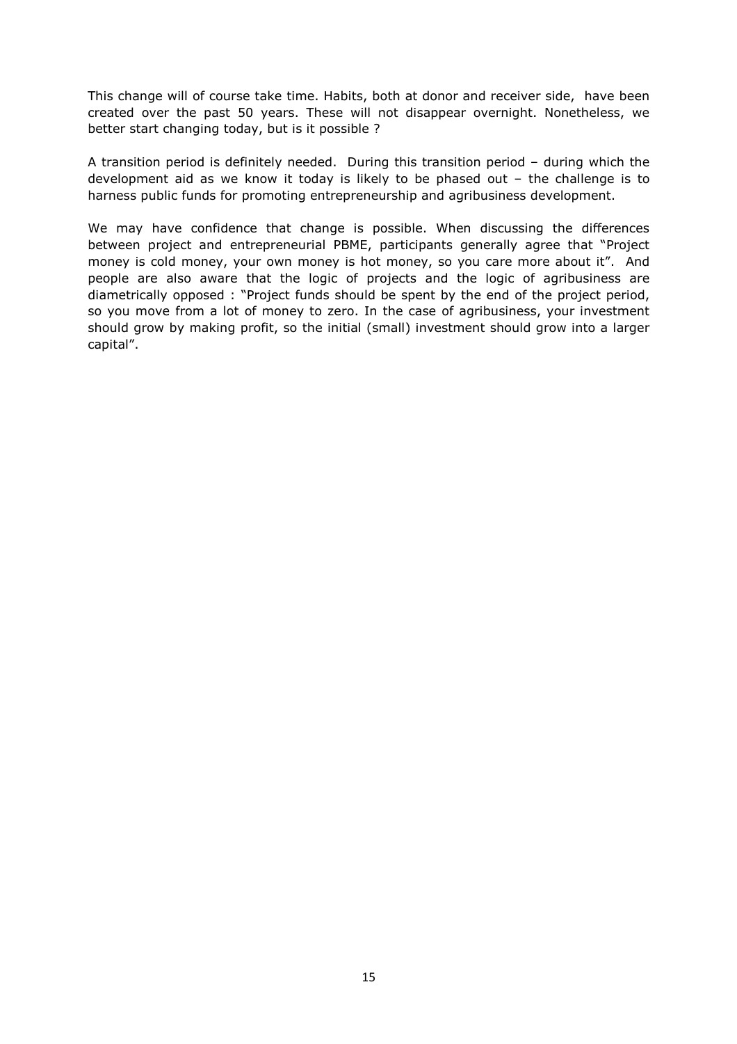This change will of course take time. Habits, both at donor and receiver side, have been created over the past 50 years. These will not disappear overnight. Nonetheless, we better start changing today, but is it possible ?

A transition period is definitely needed. During this transition period – during which the development aid as we know it today is likely to be phased out – the challenge is to harness public funds for promoting entrepreneurship and agribusiness development.

We may have confidence that change is possible. When discussing the differences between project and entrepreneurial PBME, participants generally agree that "Project money is cold money, your own money is hot money, so you care more about it". And people are also aware that the logic of projects and the logic of agribusiness are diametrically opposed : "Project funds should be spent by the end of the project period, so you move from a lot of money to zero. In the case of agribusiness, your investment should grow by making profit, so the initial (small) investment should grow into a larger capital".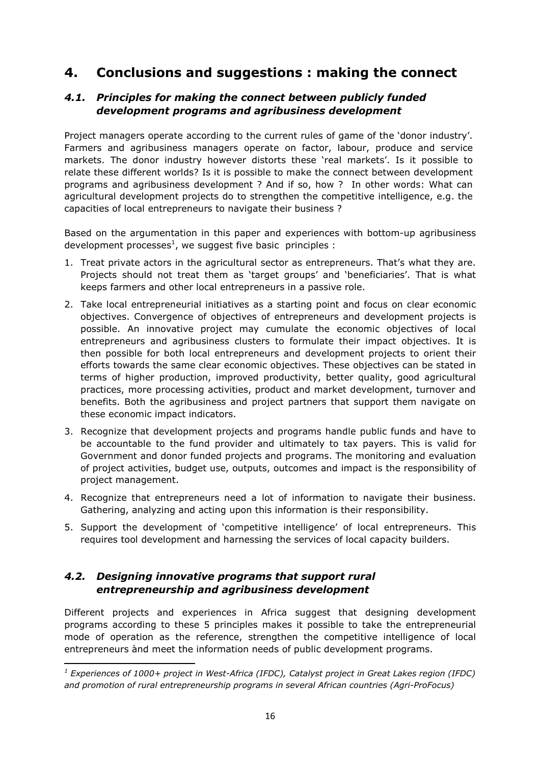# 4. Conclusions and suggestions : making the connect

## 4.1. *Principles for making the connect between publicly funded development programs and agribusiness development*

Project managers operate according to the current rules of game of the 'donor industry'. Farmers and agribusiness managers operate on factor, labour, produce and service markets. The donor industry however distorts these 'real markets'. Is it possible to relate these different worlds? Is it is possible to make the connect between development programs and agribusiness development ? And if so, how ? In other words: What can agricultural development projects do to strengthen the competitive intelligence, e.g. the capacities of local entrepreneurs to navigate their business ?

Based on the argumentation in this paper and experiences with bottom-up agribusiness development processes[1], we suggest five basic principles :

1. Treat private actors in the agricultural sector as entrepreneurs. That's what they are. Projects should not treat them as 'target groups' and 'beneficiaries'. That is what keeps farmers and other local entrepreneurs in a passive role.
2. Take local entrepreneurial initiatives as a starting point and focus on clear economic objectives. Convergence of objectives of entrepreneurs and development projects is possible. An innovative project may cumulate the economic objectives of local entrepreneurs and agribusiness clusters to formulate their impact objectives. It is then possible for both local entrepreneurs and development projects to orient their efforts towards the same clear economic objectives. These objectives can be stated in terms of higher production, improved productivity, better quality, good agricultural practices, more processing activities, product and market development, turnover and benefits. Both the agribusiness and project partners that support them navigate on these economic impact indicators.
3. Recognize that development projects and programs handle public funds and have to be accountable to the fund provider and ultimately to tax payers. This is valid for Government and donor funded projects and programs. The monitoring and evaluation of project activities, budget use, outputs, outcomes and impact is the responsibility of project management.
4. Recognize that entrepreneurs need a lot of information to navigate their business. Gathering, analyzing and acting upon this information is their responsibility.
5. Support the development of 'competitive intelligence' of local entrepreneurs. This requires tool development and harnessing the services of local capacity builders.

## 4.2. *Designing innovative programs that support rural entrepreneurship and agribusiness development*

Different projects and experiences in Africa suggest that designing development programs according to these 5 principles makes it possible to take the entrepreneurial mode of operation as the reference, strengthen the competitive intelligence of local entrepreneurs ànd meet the information needs of public development programs.

---

*[1] Experiences of 1000+ project in West-Africa (IFDC), Catalyst project in Great Lakes region (IFDC) and promotion of rural entrepreneurship programs in several African countries (Agri-ProFocus)*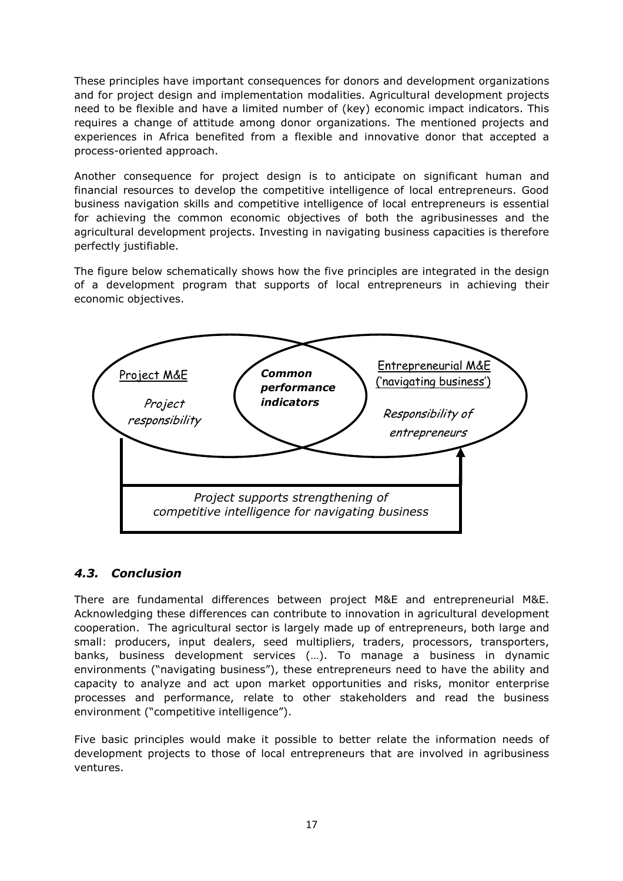These principles have important consequences for donors and development organizations and for project design and implementation modalities. Agricultural development projects need to be flexible and have a limited number of (key) economic impact indicators. This requires a change of attitude among donor organizations. The mentioned projects and experiences in Africa benefited from a flexible and innovative donor that accepted a process-oriented approach.

Another consequence for project design is to anticipate on significant human and financial resources to develop the competitive intelligence of local entrepreneurs. Good business navigation skills and competitive intelligence of local entrepreneurs is essential for achieving the common economic objectives of both the agribusinesses and the agricultural development projects. Investing in navigating business capacities is therefore perfectly justifiable.

The figure below schematically shows how the five principles are integrated in the design of a development program that supports of local entrepreneurs in achieving their economic objectives.

Project M&E

*Project responsibility*

***Common performance indicators***

Entrepreneurial M&E ('navigating business')

*Responsibility of entrepreneurs*

*Project supports strengthening of competitive intelligence for navigating business*

### *4.3. Conclusion*

There are fundamental differences between project M&E and entrepreneurial M&E. Acknowledging these differences can contribute to innovation in agricultural development cooperation. The agricultural sector is largely made up of entrepreneurs, both large and small: producers, input dealers, seed multipliers, traders, processors, transporters, banks, business development services (…). To manage a business in dynamic environments ("navigating business"), these entrepreneurs need to have the ability and capacity to analyze and act upon market opportunities and risks, monitor enterprise processes and performance, relate to other stakeholders and read the business environment ("competitive intelligence").

Five basic principles would make it possible to better relate the information needs of development projects to those of local entrepreneurs that are involved in agribusiness ventures.